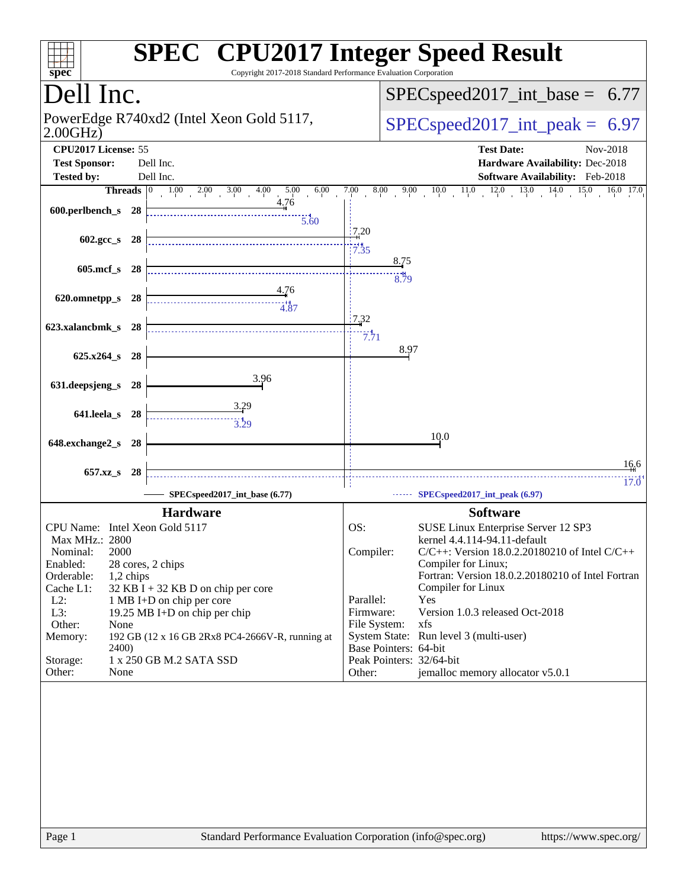# SPEC CPU2017 Integer Speed Result

Copyright 2017-2018 Standard Performance Evaluation Corporation

## Dell Inc.

PowerEdge R740xd2 (Intel Xeon Gold 5117, 2.00GHz)

SPECspeed2017_int_base = 6.77

SPECspeed2017_int_peak = 6.97

**CPU2017 License:** 55
**Test Sponsor:** Dell Inc.
**Tested by:** Dell Inc.

**Test Date:** Nov-2018
**Hardware Availability:** Dec-2018
**Software Availability:** Feb-2018

| Benchmark | Threads | Base | Peak |
|---|---|---|---|
| 600.perlbench_s | 28 | 4.76 | 5.60 |
| 602.gcc_s | 28 | 7.20 | 7.35 |
| 605.mcf_s | 28 | 8.75 | 8.79 |
| 620.omnetpp_s | 28 | 4.76 | 4.87 |
| 623.xalancbmk_s | 28 | 7.32 | 7.71 |
| 625.x264_s | 28 | 8.97 | |
| 631.deepsjeng_s | 28 | 3.96 | |
| 641.leela_s | 28 | 3.29 | 3.29 |
| 648.exchange2_s | 28 | 10.0 | |
| 657.xz_s | 28 | 16.6 | 17.0 |

SPECspeed2017_int_base (6.77) — SPECspeed2017_int_peak (6.97)

## Hardware

| | |
|---|---|
| CPU Name: | Intel Xeon Gold 5117 |
| Max MHz.: | 2800 |
| Nominal: | 2000 |
| Enabled: | 28 cores, 2 chips |
| Orderable: | 1,2 chips |
| Cache L1: | 32 KB I + 32 KB D on chip per core |
| L2: | 1 MB I+D on chip per core |
| L3: | 19.25 MB I+D on chip per chip |
| Other: | None |
| Memory: | 192 GB (12 x 16 GB 2Rx8 PC4-2666V-R, running at 2400) |
| Storage: | 1 x 250 GB M.2 SATA SSD |
| Other: | None |

## Software

| | |
|---|---|
| OS: | SUSE Linux Enterprise Server 12 SP3 kernel 4.4.114-94.11-default |
| Compiler: | C/C++: Version 18.0.2.20180210 of Intel C/C++ Compiler for Linux; Fortran: Version 18.0.2.20180210 of Intel Fortran Compiler for Linux |
| Parallel: | Yes |
| Firmware: | Version 1.0.3 released Oct-2018 |
| File System: | xfs |
| System State: | Run level 3 (multi-user) |
| Base Pointers: | 64-bit |
| Peak Pointers: | 32/64-bit |
| Other: | jemalloc memory allocator v5.0.1 |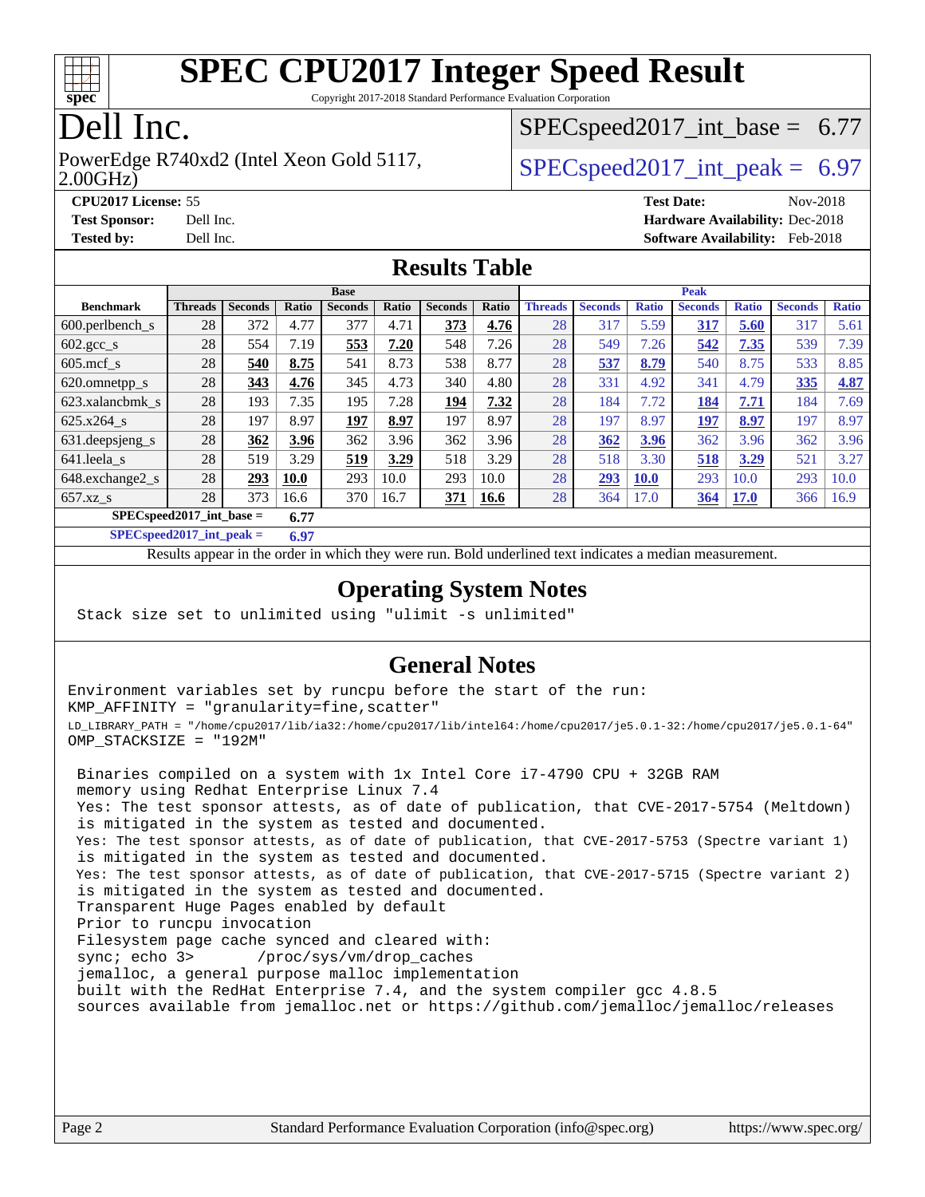# SPEC CPU2017 Integer Speed Result

Copyright 2017-2018 Standard Performance Evaluation Corporation

## Dell Inc.

PowerEdge R740xd2 (Intel Xeon Gold 5117, 2.00GHz)

SPECspeed2017_int_base = 6.77

SPECspeed2017_int_peak = 6.97

**CPU2017 License:** 55
**Test Sponsor:** Dell Inc.
**Tested by:** Dell Inc.

**Test Date:** Nov-2018
**Hardware Availability:** Dec-2018
**Software Availability:** Feb-2018

## Results Table

| | Base | | | | | | | Peak | | | | | | |
|---|---|---|---|---|---|---|---|---|---|---|---|---|---|---|
| **Benchmark** | **Threads** | **Seconds** | **Ratio** | **Seconds** | **Ratio** | **Seconds** | **Ratio** | **Threads** | **Seconds** | **Ratio** | **Seconds** | **Ratio** | **Seconds** | **Ratio** |
| 600.perlbench_s | 28 | 372 | 4.77 | 377 | 4.71 | **373** | **4.76** | 28 | 317 | 5.59 | **317** | **5.60** | 317 | 5.61 |
| 602.gcc_s | 28 | 554 | 7.19 | **553** | **7.20** | 548 | 7.26 | 28 | 549 | 7.26 | **542** | **7.35** | 539 | 7.39 |
| 605.mcf_s | 28 | **540** | **8.75** | 541 | 8.73 | 538 | 8.77 | 28 | **537** | **8.79** | 540 | 8.75 | 533 | 8.85 |
| 620.omnetpp_s | 28 | **343** | **4.76** | 345 | 4.73 | 340 | 4.80 | 28 | 331 | 4.92 | 341 | 4.79 | **335** | **4.87** |
| 623.xalancbmk_s | 28 | 193 | 7.35 | 195 | 7.28 | **194** | **7.32** | 28 | 184 | 7.72 | **184** | **7.71** | 184 | 7.69 |
| 625.x264_s | 28 | 197 | 8.97 | **197** | **8.97** | 197 | 8.97 | 28 | 197 | 8.97 | **197** | **8.97** | 197 | 8.97 |
| 631.deepsjeng_s | 28 | **362** | **3.96** | 362 | 3.96 | 362 | 3.96 | 28 | **362** | **3.96** | 362 | 3.96 | 362 | 3.96 |
| 641.leela_s | 28 | 519 | 3.29 | **519** | **3.29** | 518 | 3.29 | 28 | 518 | 3.30 | **518** | **3.29** | 521 | 3.27 |
| 648.exchange2_s | 28 | **293** | **10.0** | 293 | 10.0 | 293 | 10.0 | 28 | **293** | **10.0** | 293 | 10.0 | 293 | 10.0 |
| 657.xz_s | 28 | 373 | 16.6 | 370 | 16.7 | **371** | **16.6** | 28 | 364 | 17.0 | **364** | **17.0** | 366 | 16.9 |

**SPECspeed2017_int_base =** **6.77**

**SPECspeed2017_int_peak =** **6.97**

Results appear in the order in which they were run. Bold underlined text indicates a median measurement.

## Operating System Notes

```
Stack size set to unlimited using "ulimit -s unlimited"
```

## General Notes

```
Environment variables set by runcpu before the start of the run:
KMP_AFFINITY = "granularity=fine,scatter"
LD_LIBRARY_PATH = "/home/cpu2017/lib/ia32:/home/cpu2017/lib/intel64:/home/cpu2017/je5.0.1-32:/home/cpu2017/je5.0.1-64"
OMP_STACKSIZE = "192M"

 Binaries compiled on a system with 1x Intel Core i7-4790 CPU + 32GB RAM
 memory using Redhat Enterprise Linux 7.4
 Yes: The test sponsor attests, as of date of publication, that CVE-2017-5754 (Meltdown)
 is mitigated in the system as tested and documented.
 Yes: The test sponsor attests, as of date of publication, that CVE-2017-5753 (Spectre variant 1)
 is mitigated in the system as tested and documented.
 Yes: The test sponsor attests, as of date of publication, that CVE-2017-5715 (Spectre variant 2)
 is mitigated in the system as tested and documented.
 Transparent Huge Pages enabled by default
 Prior to runcpu invocation
 Filesystem page cache synced and cleared with:
 sync; echo 3>       /proc/sys/vm/drop_caches
 jemalloc, a general purpose malloc implementation
 built with the RedHat Enterprise 7.4, and the system compiler gcc 4.8.5
 sources available from jemalloc.net or https://github.com/jemalloc/jemalloc/releases
```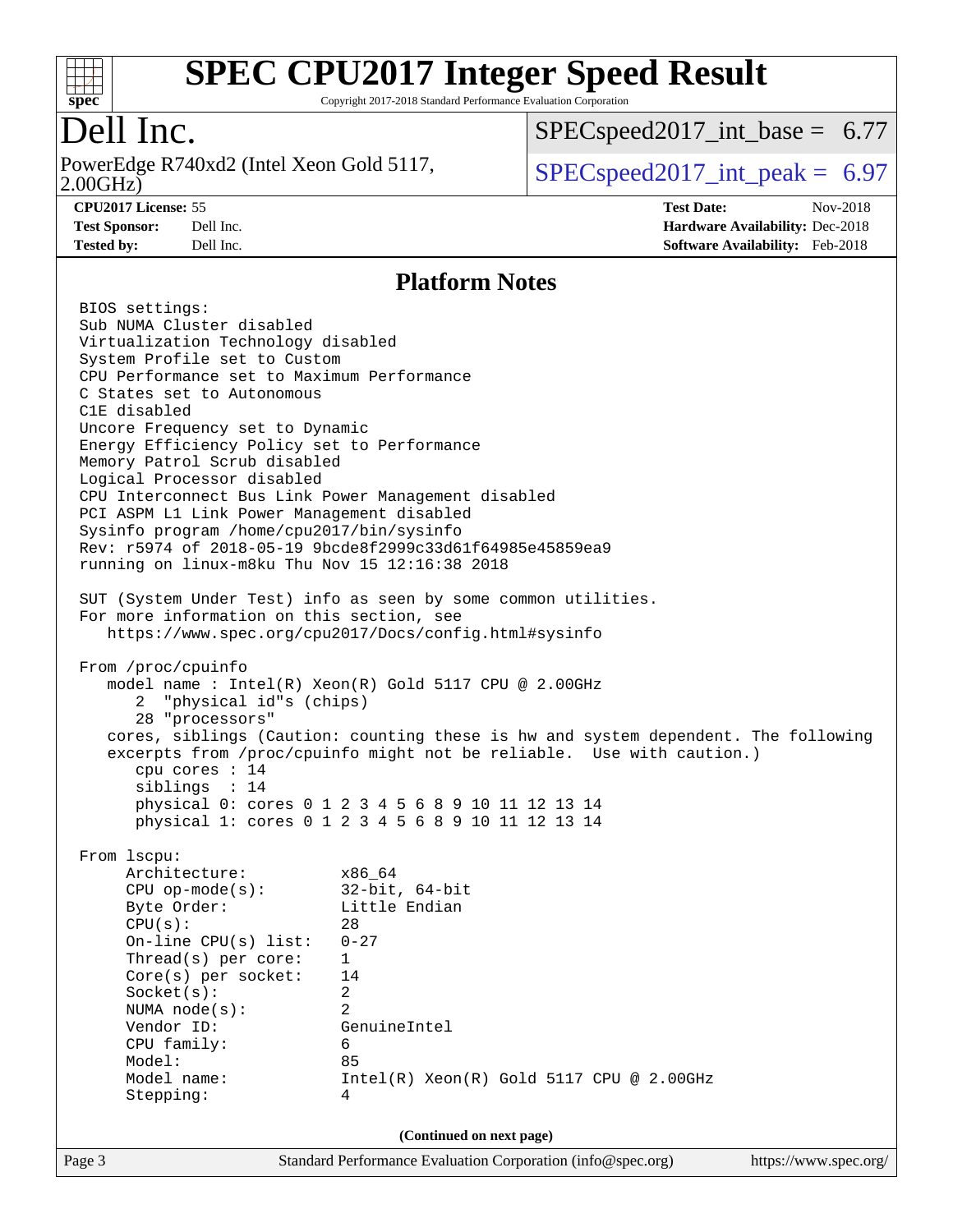# SPEC CPU2017 Integer Speed Result

Copyright 2017-2018 Standard Performance Evaluation Corporation

## Dell Inc.

PowerEdge R740xd2 (Intel Xeon Gold 5117, 2.00GHz)

SPECspeed2017_int_base = 6.77

SPECspeed2017_int_peak = 6.97

**CPU2017 License:** 55
**Test Sponsor:** Dell Inc.
**Tested by:** Dell Inc.

**Test Date:** Nov-2018
**Hardware Availability:** Dec-2018
**Software Availability:** Feb-2018

## Platform Notes

```
BIOS settings:
Sub NUMA Cluster disabled
Virtualization Technology disabled
System Profile set to Custom
CPU Performance set to Maximum Performance
C States set to Autonomous
C1E disabled
Uncore Frequency set to Dynamic
Energy Efficiency Policy set to Performance
Memory Patrol Scrub disabled
Logical Processor disabled
CPU Interconnect Bus Link Power Management disabled
PCI ASPM L1 Link Power Management disabled
Sysinfo program /home/cpu2017/bin/sysinfo
Rev: r5974 of 2018-05-19 9bcde8f2999c33d61f64985e45859ea9
running on linux-m8ku Thu Nov 15 12:16:38 2018

SUT (System Under Test) info as seen by some common utilities.
For more information on this section, see
   https://www.spec.org/cpu2017/Docs/config.html#sysinfo

From /proc/cpuinfo
   model name : Intel(R) Xeon(R) Gold 5117 CPU @ 2.00GHz
      2  "physical id"s (chips)
      28 "processors"
   cores, siblings (Caution: counting these is hw and system dependent. The following
   excerpts from /proc/cpuinfo might not be reliable.  Use with caution.)
      cpu cores : 14
      siblings  : 14
      physical 0: cores 0 1 2 3 4 5 6 8 9 10 11 12 13 14
      physical 1: cores 0 1 2 3 4 5 6 8 9 10 11 12 13 14

From lscpu:
     Architecture:          x86_64
     CPU op-mode(s):        32-bit, 64-bit
     Byte Order:            Little Endian
     CPU(s):                28
     On-line CPU(s) list:   0-27
     Thread(s) per core:    1
     Core(s) per socket:    14
     Socket(s):             2
     NUMA node(s):          2
     Vendor ID:             GenuineIntel
     CPU family:            6
     Model:                 85
     Model name:            Intel(R) Xeon(R) Gold 5117 CPU @ 2.00GHz
     Stepping:              4
```

(Continued on next page)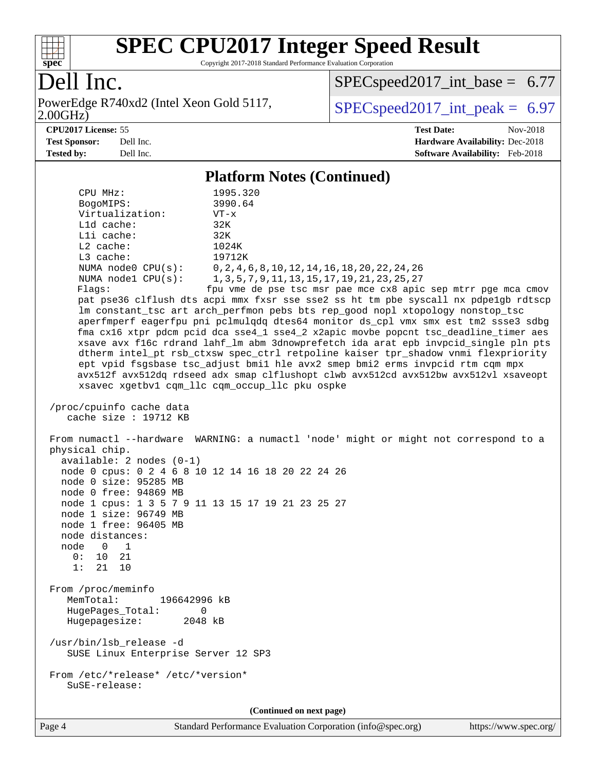## Platform Notes (Continued)

```
CPU MHz:               1995.320
BogoMIPS:              3990.64
Virtualization:        VT-x
L1d cache:             32K
L1i cache:             32K
L2 cache:              1024K
L3 cache:              19712K
NUMA node0 CPU(s):     0,2,4,6,8,10,12,14,16,18,20,22,24,26
NUMA node1 CPU(s):     1,3,5,7,9,11,13,15,17,19,21,23,25,27
Flags:                 fpu vme de pse tsc msr pae mce cx8 apic sep mtrr pge mca cmov
pat pse36 clflush dts acpi mmx fxsr sse sse2 ss ht tm pbe syscall nx pdpe1gb rdtscp
lm constant_tsc art arch_perfmon pebs bts rep_good nopl xtopology nonstop_tsc
aperfmperf eagerfpu pni pclmulqdq dtes64 monitor ds_cpl vmx smx est tm2 ssse3 sdbg
fma cx16 xtpr pdcm pcid dca sse4_1 sse4_2 x2apic movbe popcnt tsc_deadline_timer aes
xsave avx f16c rdrand lahf_lm abm 3dnowprefetch ida arat epb invpcid_single pln pts
dtherm intel_pt rsb_ctxsw spec_ctrl retpoline kaiser tpr_shadow vnmi flexpriority
ept vpid fsgsbase tsc_adjust bmi1 hle avx2 smep bmi2 erms invpcid rtm cqm mpx
avx512f avx512dq rdseed adx smap clflushopt clwb avx512cd avx512bw avx512vl xsaveopt
xsavec xgetbv1 cqm_llc cqm_occup_llc pku ospke

/proc/cpuinfo cache data
   cache size : 19712 KB

From numactl --hardware  WARNING: a numactl 'node' might or might not correspond to a
physical chip.
  available: 2 nodes (0-1)
  node 0 cpus: 0 2 4 6 8 10 12 14 16 18 20 22 24 26
  node 0 size: 95285 MB
  node 0 free: 94869 MB
  node 1 cpus: 1 3 5 7 9 11 13 15 17 19 21 23 25 27
  node 1 size: 96749 MB
  node 1 free: 96405 MB
  node distances:
  node   0   1
    0:  10  21
    1:  21  10

From /proc/meminfo
   MemTotal:       196642996 kB
   HugePages_Total:       0
   Hugepagesize:       2048 kB

/usr/bin/lsb_release -d
   SUSE Linux Enterprise Server 12 SP3

From /etc/*release* /etc/*version*
   SuSE-release:
```

**(Continued on next page)**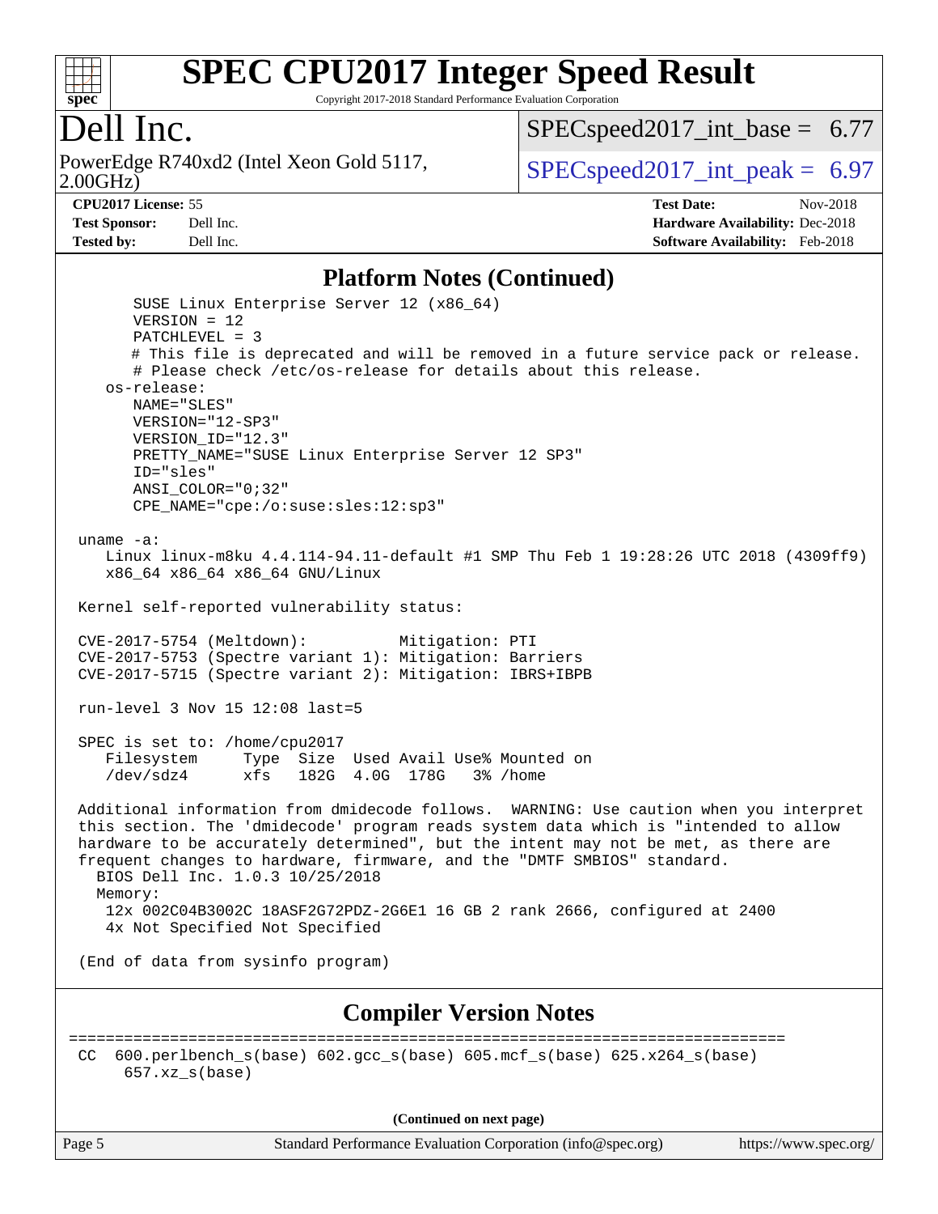## Platform Notes (Continued)

```
      SUSE Linux Enterprise Server 12 (x86_64)
      VERSION = 12
      PATCHLEVEL = 3
      # This file is deprecated and will be removed in a future service pack or release.
      # Please check /etc/os-release for details about this release.
   os-release:
      NAME="SLES"
      VERSION="12-SP3"
      VERSION_ID="12.3"
      PRETTY_NAME="SUSE Linux Enterprise Server 12 SP3"
      ID="sles"
      ANSI_COLOR="0;32"
      CPE_NAME="cpe:/o:suse:sles:12:sp3"

uname -a:
   Linux linux-m8ku 4.4.114-94.11-default #1 SMP Thu Feb 1 19:28:26 UTC 2018 (4309ff9)
   x86_64 x86_64 x86_64 GNU/Linux

Kernel self-reported vulnerability status:

CVE-2017-5754 (Meltdown):          Mitigation: PTI
CVE-2017-5753 (Spectre variant 1): Mitigation: Barriers
CVE-2017-5715 (Spectre variant 2): Mitigation: IBRS+IBPB

run-level 3 Nov 15 12:08 last=5

SPEC is set to: /home/cpu2017
   Filesystem     Type  Size  Used Avail Use% Mounted on
   /dev/sdz4      xfs   182G  4.0G  178G   3% /home

Additional information from dmidecode follows.  WARNING: Use caution when you interpret
this section. The 'dmidecode' program reads system data which is "intended to allow
hardware to be accurately determined", but the intent may not be met, as there are
frequent changes to hardware, firmware, and the "DMTF SMBIOS" standard.
  BIOS Dell Inc. 1.0.3 10/25/2018
  Memory:
   12x 002C04B3002C 18ASF2G72PDZ-2G6E1 16 GB 2 rank 2666, configured at 2400
   4x Not Specified Not Specified

(End of data from sysinfo program)
```

## Compiler Version Notes

```
==============================================================================
CC  600.perlbench_s(base) 602.gcc_s(base) 605.mcf_s(base) 625.x264_s(base)
     657.xz_s(base)
```

(Continued on next page)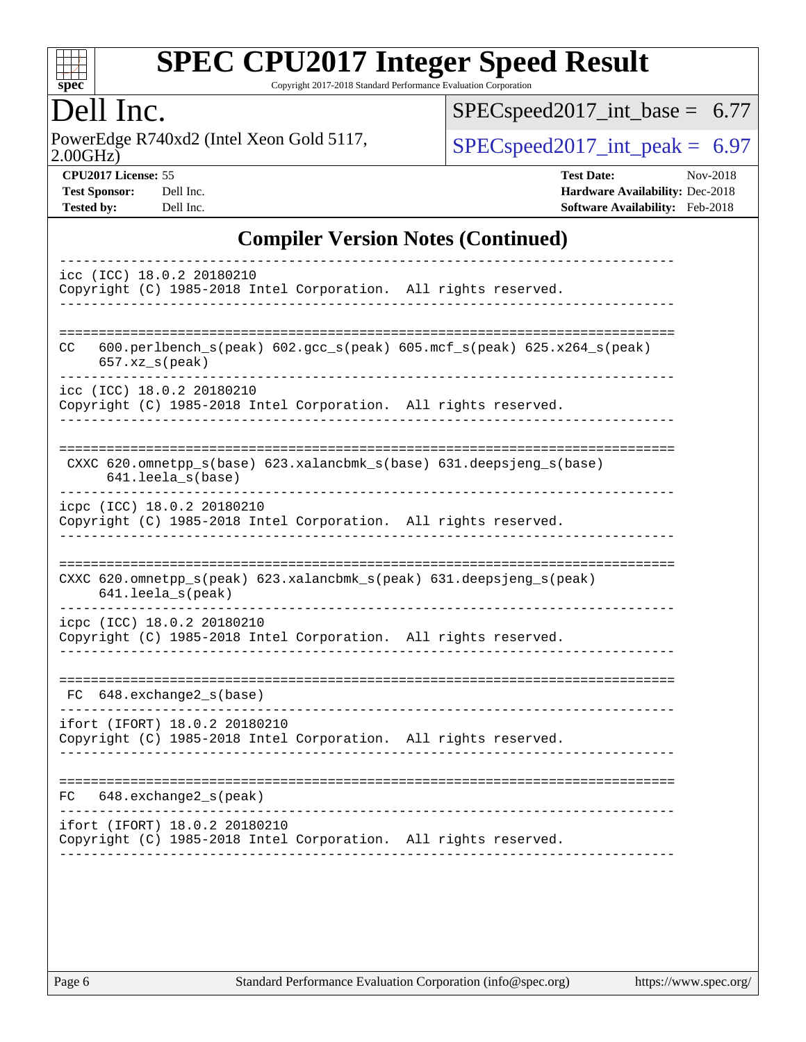## Compiler Version Notes (Continued)

```
------------------------------------------------------------------------------
icc (ICC) 18.0.2 20180210
Copyright (C) 1985-2018 Intel Corporation.  All rights reserved.
------------------------------------------------------------------------------

==============================================================================
CC   600.perlbench_s(peak) 602.gcc_s(peak) 605.mcf_s(peak) 625.x264_s(peak)
     657.xz_s(peak)
------------------------------------------------------------------------------
icc (ICC) 18.0.2 20180210
Copyright (C) 1985-2018 Intel Corporation.  All rights reserved.
------------------------------------------------------------------------------

==============================================================================
 CXXC 620.omnetpp_s(base) 623.xalancbmk_s(base) 631.deepsjeng_s(base)
      641.leela_s(base)
------------------------------------------------------------------------------
icpc (ICC) 18.0.2 20180210
Copyright (C) 1985-2018 Intel Corporation.  All rights reserved.
------------------------------------------------------------------------------

==============================================================================
CXXC 620.omnetpp_s(peak) 623.xalancbmk_s(peak) 631.deepsjeng_s(peak)
     641.leela_s(peak)
------------------------------------------------------------------------------
icpc (ICC) 18.0.2 20180210
Copyright (C) 1985-2018 Intel Corporation.  All rights reserved.
------------------------------------------------------------------------------

==============================================================================
 FC  648.exchange2_s(base)
------------------------------------------------------------------------------
ifort (IFORT) 18.0.2 20180210
Copyright (C) 1985-2018 Intel Corporation.  All rights reserved.
------------------------------------------------------------------------------

==============================================================================
FC   648.exchange2_s(peak)
------------------------------------------------------------------------------
ifort (IFORT) 18.0.2 20180210
Copyright (C) 1985-2018 Intel Corporation.  All rights reserved.
------------------------------------------------------------------------------
```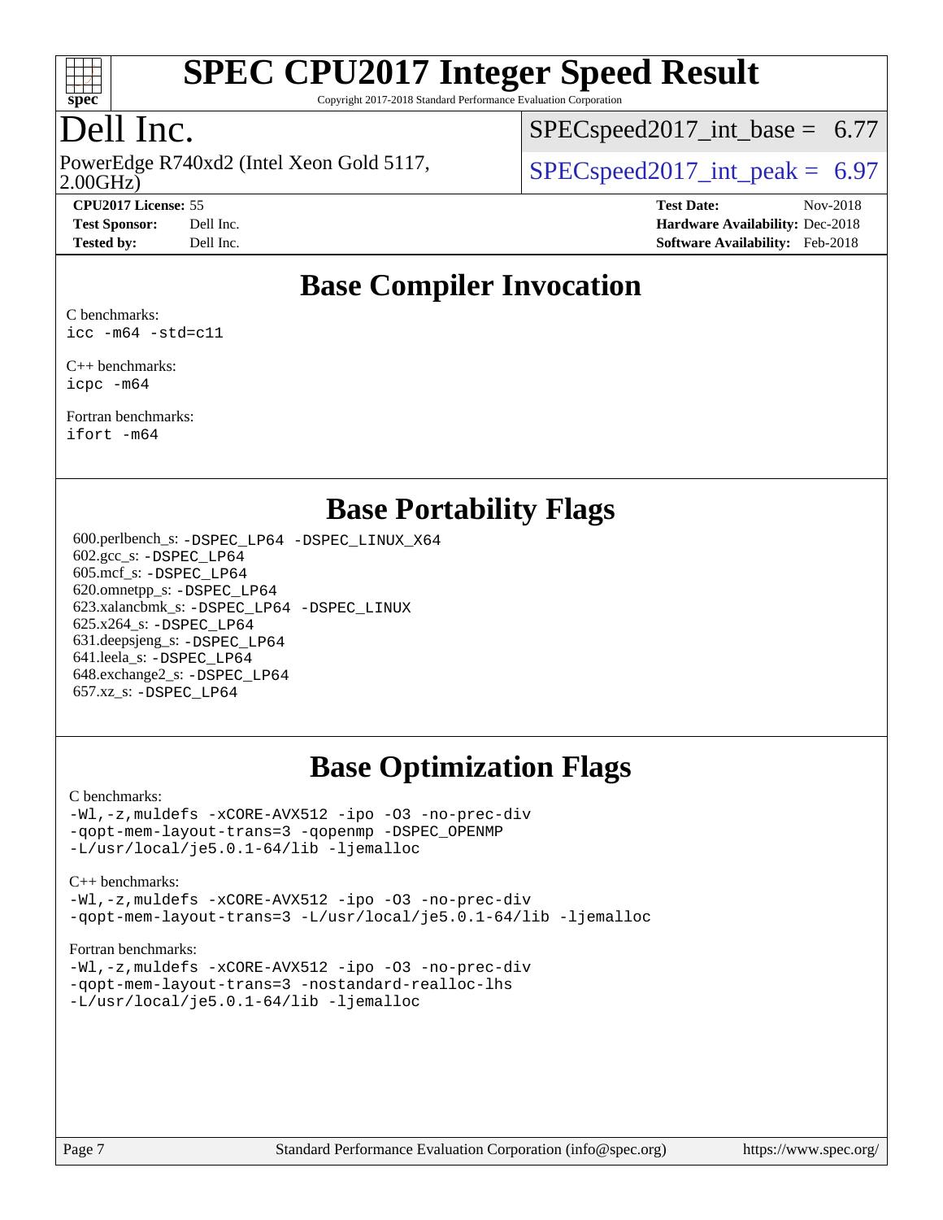# SPEC CPU2017 Integer Speed Result

Copyright 2017-2018 Standard Performance Evaluation Corporation

## Dell Inc.

PowerEdge R740xd2 (Intel Xeon Gold 5117, 2.00GHz)

SPECspeed2017_int_base = 6.77

SPECspeed2017_int_peak = 6.97

**CPU2017 License:** 55
**Test Sponsor:** Dell Inc.
**Tested by:** Dell Inc.

**Test Date:** Nov-2018
**Hardware Availability:** Dec-2018
**Software Availability:** Feb-2018

## Base Compiler Invocation

C benchmarks:
```
icc -m64 -std=c11
```

C++ benchmarks:
```
icpc -m64
```

Fortran benchmarks:
```
ifort -m64
```

## Base Portability Flags

600.perlbench_s: `-DSPEC_LP64 -DSPEC_LINUX_X64`
602.gcc_s: `-DSPEC_LP64`
605.mcf_s: `-DSPEC_LP64`
620.omnetpp_s: `-DSPEC_LP64`
623.xalancbmk_s: `-DSPEC_LP64 -DSPEC_LINUX`
625.x264_s: `-DSPEC_LP64`
631.deepsjeng_s: `-DSPEC_LP64`
641.leela_s: `-DSPEC_LP64`
648.exchange2_s: `-DSPEC_LP64`
657.xz_s: `-DSPEC_LP64`

## Base Optimization Flags

C benchmarks:
```
-Wl,-z,muldefs -xCORE-AVX512 -ipo -O3 -no-prec-div
-qopt-mem-layout-trans=3 -qopenmp -DSPEC_OPENMP
-L/usr/local/je5.0.1-64/lib -ljemalloc
```

C++ benchmarks:
```
-Wl,-z,muldefs -xCORE-AVX512 -ipo -O3 -no-prec-div
-qopt-mem-layout-trans=3 -L/usr/local/je5.0.1-64/lib -ljemalloc
```

Fortran benchmarks:
```
-Wl,-z,muldefs -xCORE-AVX512 -ipo -O3 -no-prec-div
-qopt-mem-layout-trans=3 -nostandard-realloc-lhs
-L/usr/local/je5.0.1-64/lib -ljemalloc
```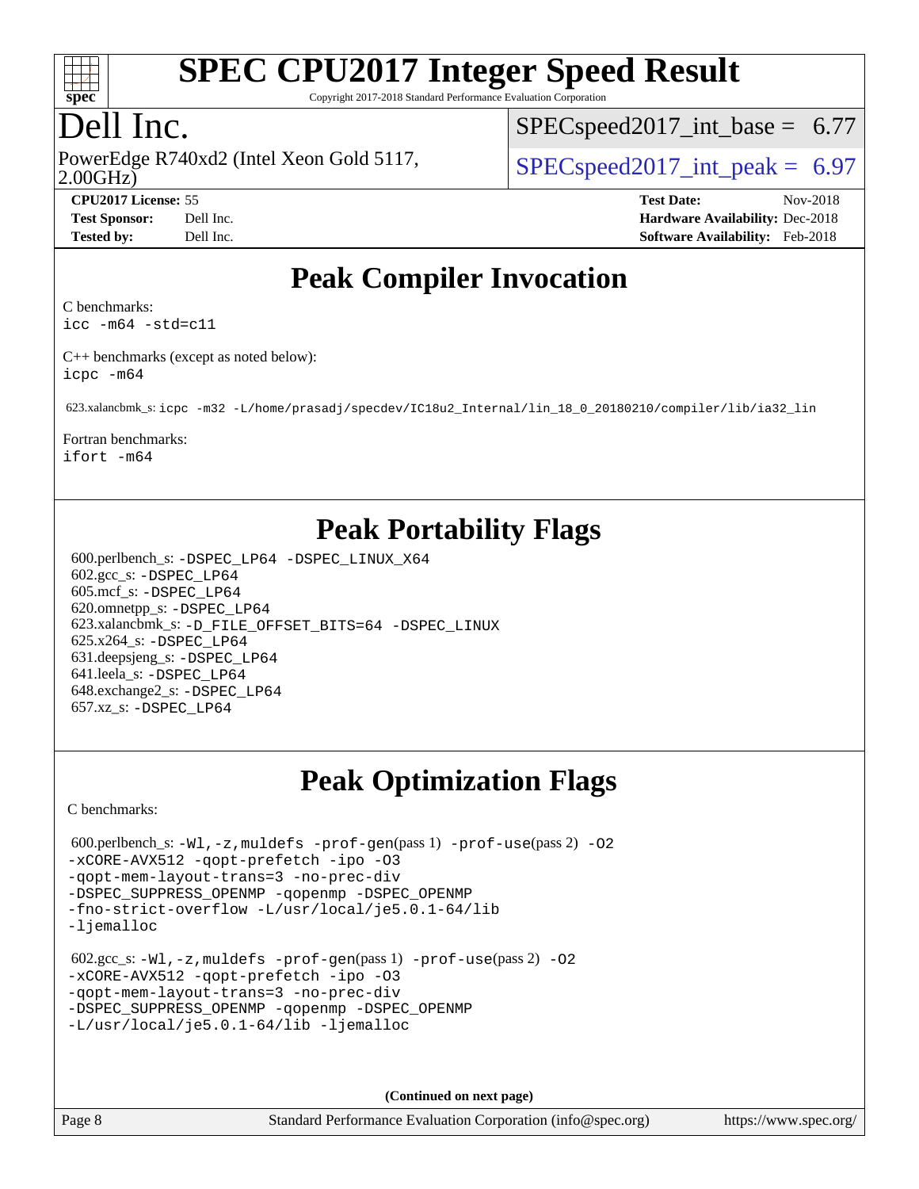# SPEC CPU2017 Integer Speed Result

Copyright 2017-2018 Standard Performance Evaluation Corporation

## Dell Inc.

PowerEdge R740xd2 (Intel Xeon Gold 5117, 2.00GHz)

SPECspeed2017_int_base = 6.77

SPECspeed2017_int_peak = 6.97

**CPU2017 License:** 55
**Test Sponsor:** Dell Inc.
**Tested by:** Dell Inc.

**Test Date:** Nov-2018
**Hardware Availability:** Dec-2018
**Software Availability:** Feb-2018

## Peak Compiler Invocation

C benchmarks:
icc -m64 -std=c11

C++ benchmarks (except as noted below):
icpc -m64

623.xalancbmk_s: icpc -m32 -L/home/prasadj/specdev/IC18u2_Internal/lin_18_0_20180210/compiler/lib/ia32_lin

Fortran benchmarks:
ifort -m64

## Peak Portability Flags

600.perlbench_s: -DSPEC_LP64 -DSPEC_LINUX_X64
602.gcc_s: -DSPEC_LP64
605.mcf_s: -DSPEC_LP64
620.omnetpp_s: -DSPEC_LP64
623.xalancbmk_s: -D_FILE_OFFSET_BITS=64 -DSPEC_LINUX
625.x264_s: -DSPEC_LP64
631.deepsjeng_s: -DSPEC_LP64
641.leela_s: -DSPEC_LP64
648.exchange2_s: -DSPEC_LP64
657.xz_s: -DSPEC_LP64

## Peak Optimization Flags

C benchmarks:

600.perlbench_s: -Wl,-z,muldefs -prof-gen(pass 1) -prof-use(pass 2) -O2
-xCORE-AVX512 -qopt-prefetch -ipo -O3
-qopt-mem-layout-trans=3 -no-prec-div
-DSPEC_SUPPRESS_OPENMP -qopenmp -DSPEC_OPENMP
-fno-strict-overflow -L/usr/local/je5.0.1-64/lib
-ljemalloc

602.gcc_s: -Wl,-z,muldefs -prof-gen(pass 1) -prof-use(pass 2) -O2
-xCORE-AVX512 -qopt-prefetch -ipo -O3
-qopt-mem-layout-trans=3 -no-prec-div
-DSPEC_SUPPRESS_OPENMP -qopenmp -DSPEC_OPENMP
-L/usr/local/je5.0.1-64/lib -ljemalloc

**(Continued on next page)**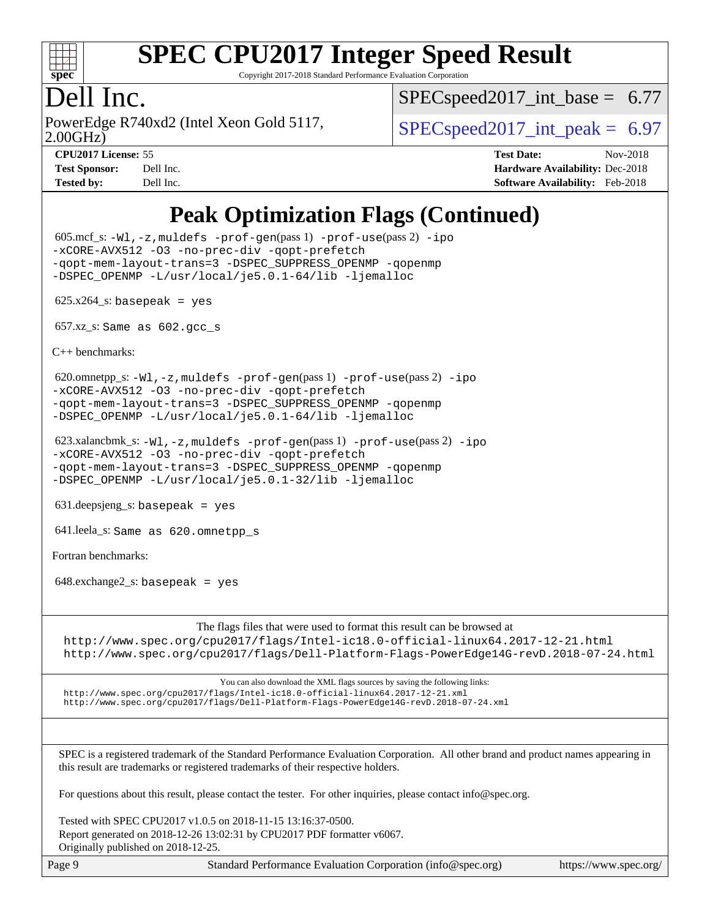# Peak Optimization Flags (Continued)

605.mcf_s: -Wl,-z,muldefs -prof-gen(pass 1) -prof-use(pass 2) -ipo -xCORE-AVX512 -O3 -no-prec-div -qopt-prefetch -qopt-mem-layout-trans=3 -DSPEC_SUPPRESS_OPENMP -qopenmp -DSPEC_OPENMP -L/usr/local/je5.0.1-64/lib -ljemalloc

625.x264_s: basepeak = yes

657.xz_s: Same as 602.gcc_s

C++ benchmarks:

620.omnetpp_s: -Wl,-z,muldefs -prof-gen(pass 1) -prof-use(pass 2) -ipo -xCORE-AVX512 -O3 -no-prec-div -qopt-prefetch -qopt-mem-layout-trans=3 -DSPEC_SUPPRESS_OPENMP -qopenmp -DSPEC_OPENMP -L/usr/local/je5.0.1-64/lib -ljemalloc

623.xalancbmk_s: -Wl,-z,muldefs -prof-gen(pass 1) -prof-use(pass 2) -ipo -xCORE-AVX512 -O3 -no-prec-div -qopt-prefetch -qopt-mem-layout-trans=3 -DSPEC_SUPPRESS_OPENMP -qopenmp -DSPEC_OPENMP -L/usr/local/je5.0.1-32/lib -ljemalloc

631.deepsjeng_s: basepeak = yes

641.leela_s: Same as 620.omnetpp_s

Fortran benchmarks:

648.exchange2_s: basepeak = yes

The flags files that were used to format this result can be browsed at
http://www.spec.org/cpu2017/flags/Intel-ic18.0-official-linux64.2017-12-21.html
http://www.spec.org/cpu2017/flags/Dell-Platform-Flags-PowerEdge14G-revD.2018-07-24.html

You can also download the XML flags sources by saving the following links:
http://www.spec.org/cpu2017/flags/Intel-ic18.0-official-linux64.2017-12-21.xml
http://www.spec.org/cpu2017/flags/Dell-Platform-Flags-PowerEdge14G-revD.2018-07-24.xml

SPEC is a registered trademark of the Standard Performance Evaluation Corporation. All other brand and product names appearing in this result are trademarks or registered trademarks of their respective holders.

For questions about this result, please contact the tester. For other inquiries, please contact info@spec.org.

Tested with SPEC CPU2017 v1.0.5 on 2018-11-15 13:16:37-0500.
Report generated on 2018-12-26 13:02:31 by CPU2017 PDF formatter v6067.
Originally published on 2018-12-25.